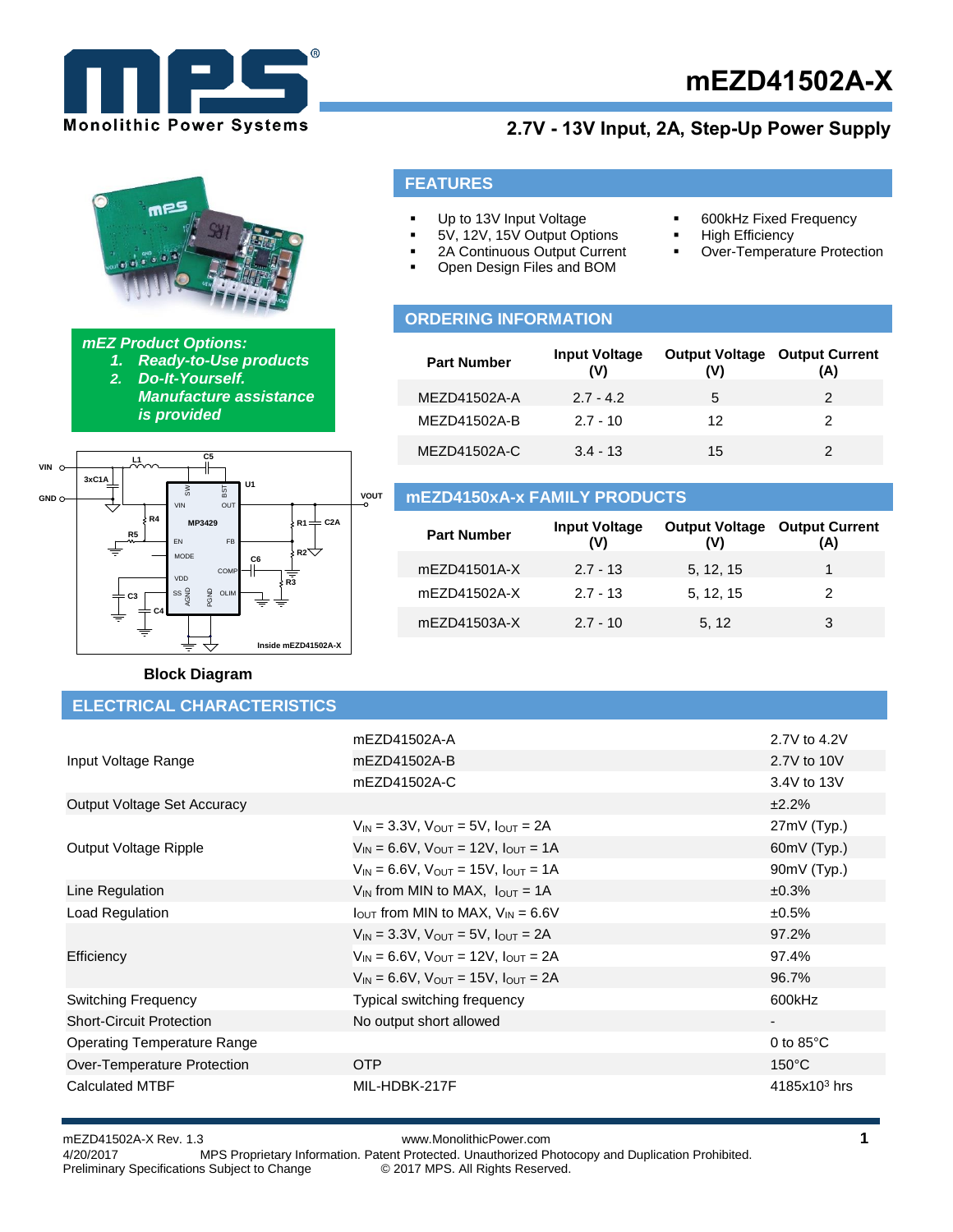# mEZD41502A-X

## 2.7V - 13V Input, 2A, Step-Up Power Supply

***mEZ Product Options:***

1. ***Ready-to-Use products***
2. ***Do-It-Yourself. Manufacture assistance is provided***

## FEATURES

- Up to 13V Input Voltage
- 5V, 12V, 15V Output Options
- 2A Continuous Output Current
- Open Design Files and BOM
- 600kHz Fixed Frequency
- High Efficiency
- Over-Temperature Protection

## ORDERING INFORMATION

| Part Number | Input Voltage (V) | Output Voltage (V) | Output Current (A) |
|---|---|---|---|
| MEZD41502A-A | 2.7 - 4.2 | 5 | 2 |
| MEZD41502A-B | 2.7 - 10 | 12 | 2 |
| MEZD41502A-C | 3.4 - 13 | 15 | 2 |

## mEZD4150xA-x FAMILY PRODUCTS

| Part Number | Input Voltage (V) | Output Voltage (V) | Output Current (A) |
|---|---|---|---|
| mEZD41501A-X | 2.7 - 13 | 5, 12, 15 | 1 |
| mEZD41502A-X | 2.7 - 13 | 5, 12, 15 | 2 |
| mEZD41503A-X | 2.7 - 10 | 5, 12 | 3 |

**Block Diagram**

## ELECTRICAL CHARACTERISTICS

| | | |
|---|---|---|
| Input Voltage Range | mEZD41502A-A | 2.7V to 4.2V |
| | mEZD41502A-B | 2.7V to 10V |
| | mEZD41502A-C | 3.4V to 13V |
| Output Voltage Set Accuracy | | ±2.2% |
| Output Voltage Ripple | $V_{IN}$ = 3.3V, $V_{OUT}$ = 5V, $I_{OUT}$ = 2A | 27mV (Typ.) |
| | $V_{IN}$ = 6.6V, $V_{OUT}$ = 12V, $I_{OUT}$ = 1A | 60mV (Typ.) |
| | $V_{IN}$ = 6.6V, $V_{OUT}$ = 15V, $I_{OUT}$ = 1A | 90mV (Typ.) |
| Line Regulation | $V_{IN}$ from MIN to MAX, $I_{OUT}$ = 1A | ±0.3% |
| Load Regulation | $I_{OUT}$ from MIN to MAX, $V_{IN}$ = 6.6V | ±0.5% |
| Efficiency | $V_{IN}$ = 3.3V, $V_{OUT}$ = 5V, $I_{OUT}$ = 2A | 97.2% |
| | $V_{IN}$ = 6.6V, $V_{OUT}$ = 12V, $I_{OUT}$ = 2A | 97.4% |
| | $V_{IN}$ = 6.6V, $V_{OUT}$ = 15V, $I_{OUT}$ = 2A | 96.7% |
| Switching Frequency | Typical switching frequency | 600kHz |
| Short-Circuit Protection | No output short allowed | - |
| Operating Temperature Range | | 0 to 85°C |
| Over-Temperature Protection | OTP | 150°C |
| Calculated MTBF | MIL-HDBK-217F | 4185x$10^3$ hrs |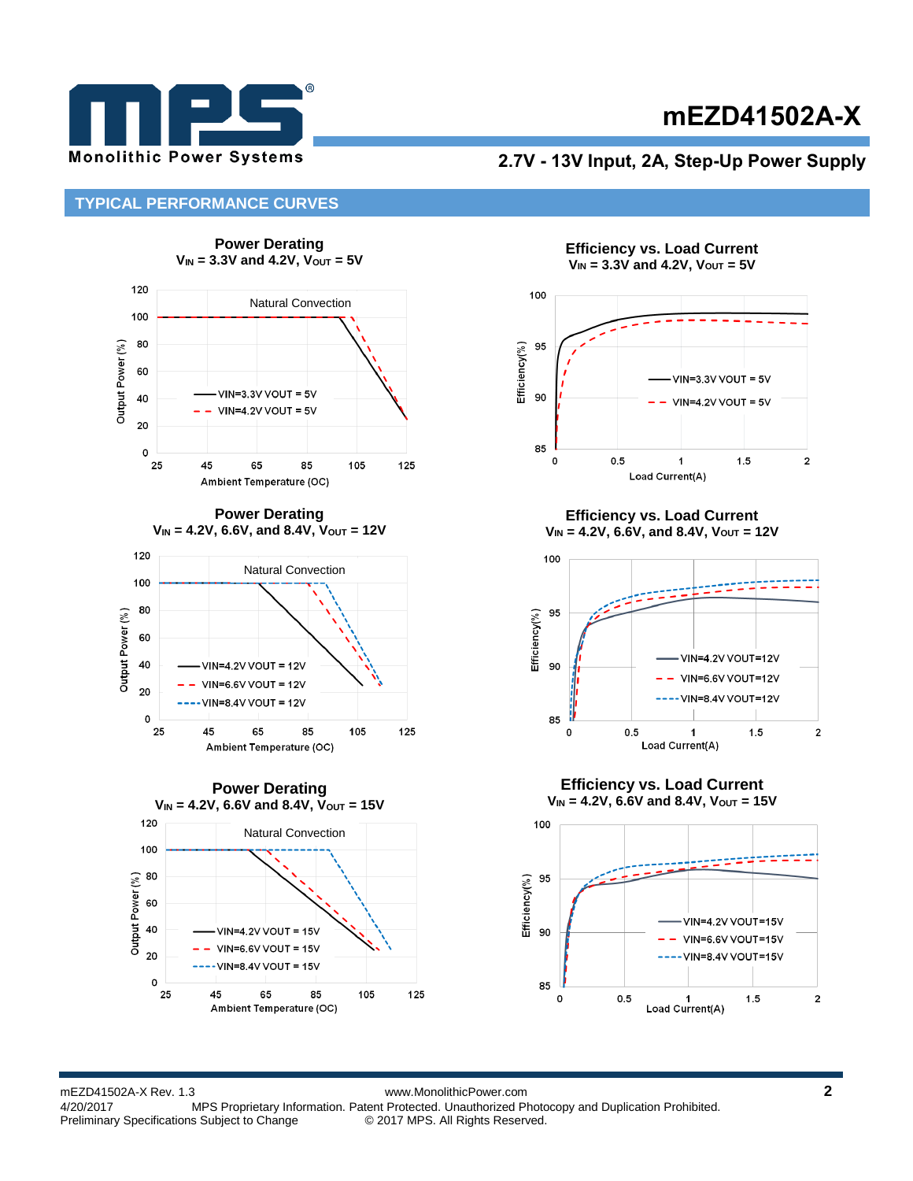## TYPICAL PERFORMANCE CURVES

**Power Derating**
$V_{IN}$ = 3.3V and 4.2V, $V_{OUT}$ = 5V

Natural Convection

Output Power (%) vs. Ambient Temperature (OC)

- VIN=3.3V VOUT = 5V
- VIN=4.2V VOUT = 5V

**Efficiency vs. Load Current**
$V_{IN}$ = 3.3V and 4.2V, $V_{OUT}$ = 5V

Efficiency(%) vs. Load Current(A)

- VIN=3.3V VOUT = 5V
- VIN=4.2V VOUT = 5V

**Power Derating**
$V_{IN}$ = 4.2V, 6.6V, and 8.4V, $V_{OUT}$ = 12V

Natural Convection

Output Power (%) vs. Ambient Temperature (OC)

- VIN=4.2V VOUT = 12V
- VIN=6.6V VOUT = 12V
- VIN=8.4V VOUT = 12V

**Efficiency vs. Load Current**
$V_{IN}$ = 4.2V, 6.6V, and 8.4V, $V_{OUT}$ = 12V

Efficiency(%) vs. Load Current(A)

- VIN=4.2V VOUT=12V
- VIN=6.6V VOUT=12V
- VIN=8.4V VOUT=12V

**Power Derating**
$V_{IN}$ = 4.2V, 6.6V and 8.4V, $V_{OUT}$ = 15V

Natural Convection

Output Power (%) vs. Ambient Temperature (OC)

- VIN=4.2V VOUT = 15V
- VIN=6.6V VOUT = 15V
- VIN=8.4V VOUT = 15V

**Efficiency vs. Load Current**
$V_{IN}$ = 4.2V, 6.6V and 8.4V, $V_{OUT}$ = 15V

Efficiency(%) vs. Load Current(A)

- VIN=4.2V VOUT=15V
- VIN=6.6V VOUT=15V
- VIN=8.4V VOUT=15V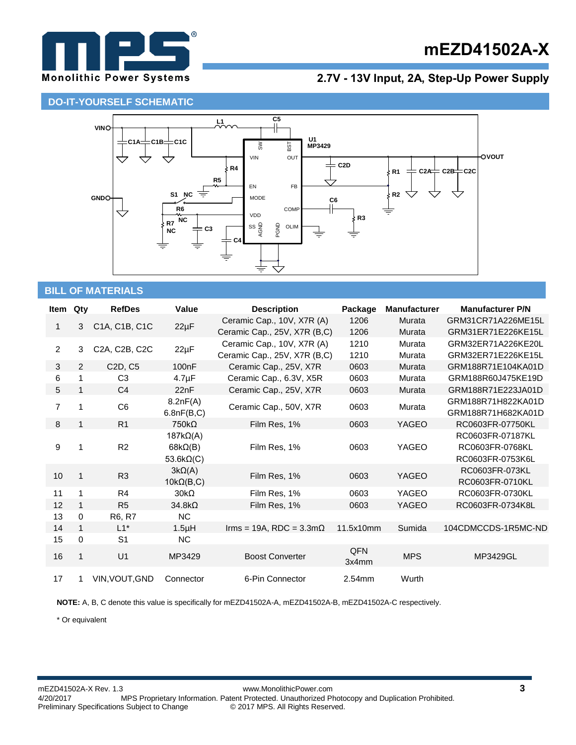## DO-IT-YOURSELF SCHEMATIC

## BILL OF MATERIALS

| Item | Qty | RefDes | Value | Description | Package | Manufacturer | Manufacturer P/N |
|---|---|---|---|---|---|---|---|
| 1 | 3 | C1A, C1B, C1C | 22µF | Ceramic Cap., 10V, X7R (A)<br>Ceramic Cap., 25V, X7R (B,C) | 1206<br>1206 | Murata<br>Murata | GRM31CR71A226ME15L<br>GRM31ER71E226KE15L |
| 2 | 3 | C2A, C2B, C2C | 22µF | Ceramic Cap., 10V, X7R (A)<br>Ceramic Cap., 25V, X7R (B,C) | 1210<br>1210 | Murata<br>Murata | GRM32ER71A226KE20L<br>GRM32ER71E226KE15L |
| 3 | 2 | C2D, C5 | 100nF | Ceramic Cap., 25V, X7R | 0603 | Murata | GRM188R71E104KA01D |
| 6 | 1 | C3 | 4.7µF | Ceramic Cap., 6.3V, X5R | 0603 | Murata | GRM188R60J475KE19D |
| 5 | 1 | C4 | 22nF | Ceramic Cap., 25V, X7R | 0603 | Murata | GRM188R71E223JA01D |
| 7 | 1 | C6 | 8.2nF(A)<br>6.8nF(B,C) | Ceramic Cap., 50V, X7R | 0603 | Murata | GRM188R71H822KA01D<br>GRM188R71H682KA01D |
| 8 | 1 | R1 | 750kΩ | Film Res, 1% | 0603 | YAGEO | RC0603FR-07750KL |
| 9 | 1 | R2 | 187kΩ(A)<br>68kΩ(B)<br>53.6kΩ(C) | Film Res, 1% | 0603 | YAGEO | RC0603FR-07187KL<br>RC0603FR-0768KL<br>RC0603FR-0753K6L |
| 10 | 1 | R3 | 3kΩ(A)<br>10kΩ(B,C) | Film Res, 1% | 0603 | YAGEO | RC0603FR-073KL<br>RC0603FR-0710KL |
| 11 | 1 | R4 | 30kΩ | Film Res, 1% | 0603 | YAGEO | RC0603FR-0730KL |
| 12 | 1 | R5 | 34.8kΩ | Film Res, 1% | 0603 | YAGEO | RC0603FR-0734K8L |
| 13 | 0 | R6, R7 | NC | | | | |
| 14 | 1 | L1* | 1.5µH | Irms = 19A, RDC = 3.3mΩ | 11.5x10mm | Sumida | 104CDMCCDS-1R5MC-ND |
| 15 | 0 | S1 | NC | | | | |
| 16 | 1 | U1 | MP3429 | Boost Converter | QFN 3x4mm | MPS | MP3429GL |
| 17 | 1 | VIN,VOUT,GND | Connector | 6-Pin Connector | 2.54mm | Wurth | |

**NOTE:** A, B, C denote this value is specifically for mEZD41502A-A, mEZD41502A-B, mEZD41502A-C respectively.

* Or equivalent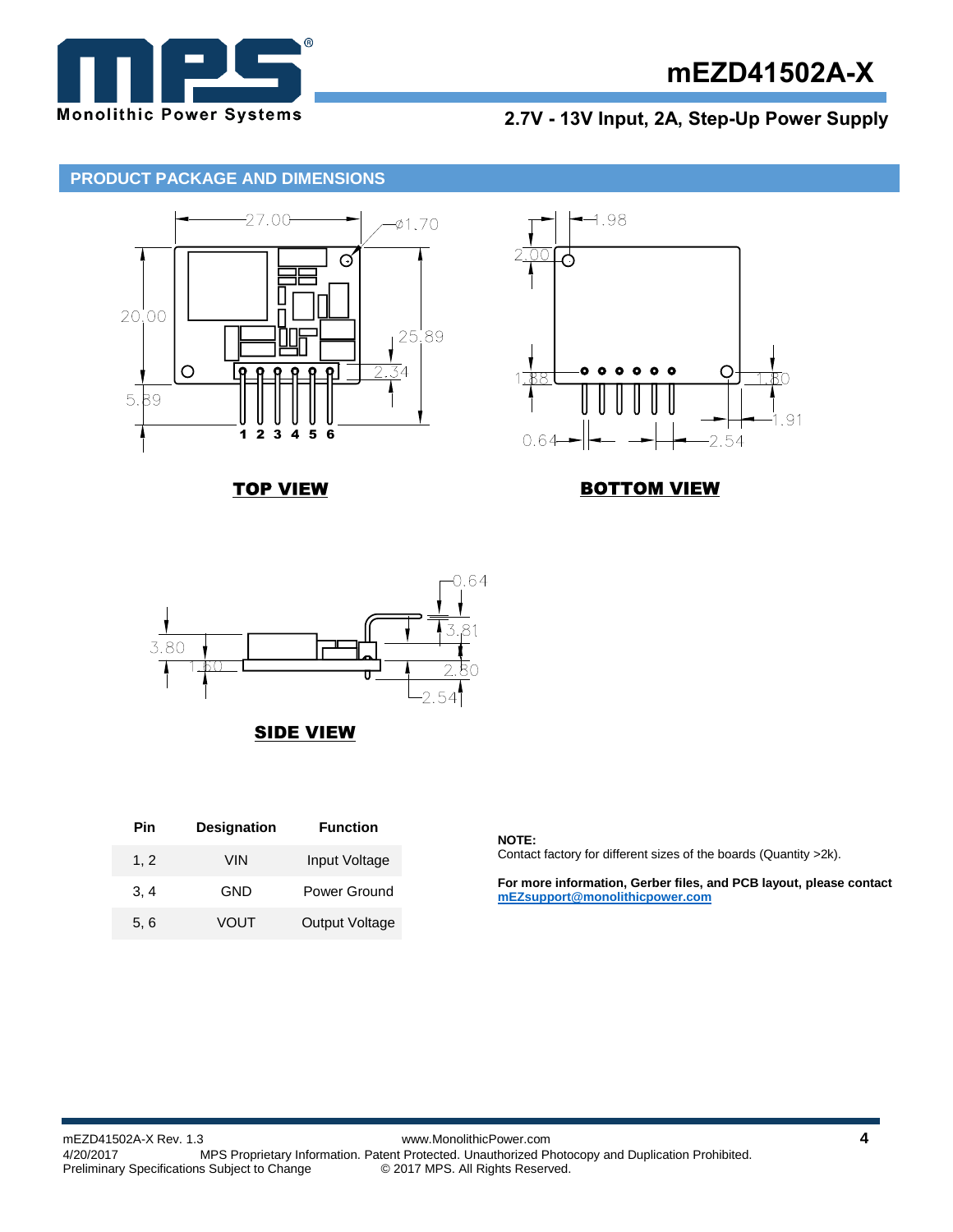## PRODUCT PACKAGE AND DIMENSIONS

27.00
ø1.70
20.00
25.89
2.34
5.89
1 2 3 4 5 6

**TOP VIEW**

1.98
2.00
1.88
1.80
1.91
0.64
2.54

**BOTTOM VIEW**

0.64
3.81
3.80
1.60
2.80
2.54

**SIDE VIEW**

| Pin | Designation | Function |
|---|---|---|
| 1, 2 | VIN | Input Voltage |
| 3, 4 | GND | Power Ground |
| 5, 6 | VOUT | Output Voltage |

**NOTE:**
Contact factory for different sizes of the boards (Quantity >2k).

**For more information, Gerber files, and PCB layout, please contact mEZsupport@monolithicpower.com**